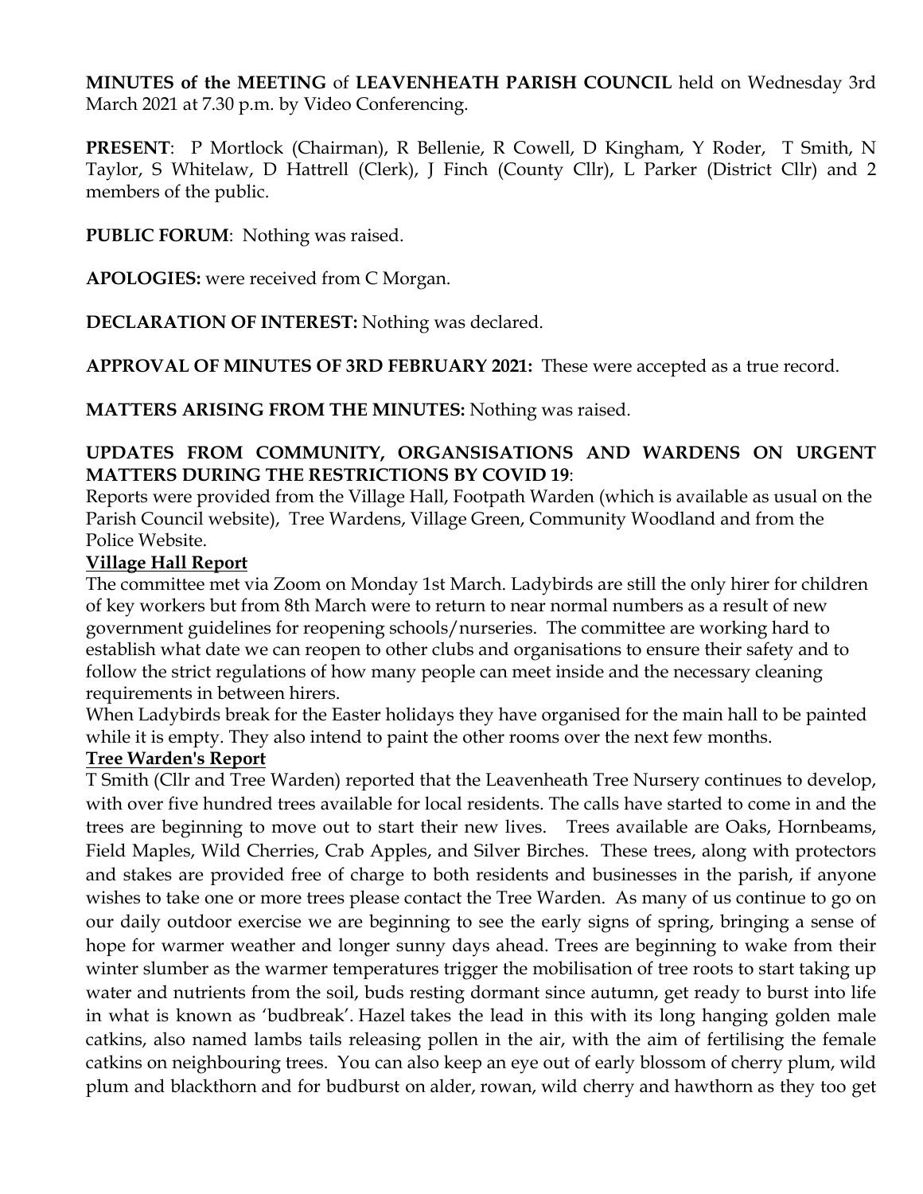**MINUTES of the MEETING** of **LEAVENHEATH PARISH COUNCIL** held on Wednesday 3rd March 2021 at 7.30 p.m. by Video Conferencing.

**PRESENT**: P Mortlock (Chairman), R Bellenie, R Cowell, D Kingham, Y Roder, T Smith, N Taylor, S Whitelaw, D Hattrell (Clerk), J Finch (County Cllr), L Parker (District Cllr) and 2 members of the public.

**PUBLIC FORUM**: Nothing was raised.

**APOLOGIES:** were received from C Morgan.

**DECLARATION OF INTEREST:** Nothing was declared.

**APPROVAL OF MINUTES OF 3RD FEBRUARY 2021:** These were accepted as a true record.

**MATTERS ARISING FROM THE MINUTES:** Nothing was raised.

**UPDATES FROM COMMUNITY, ORGANSISATIONS AND WARDENS ON URGENT MATTERS DURING THE RESTRICTIONS BY COVID 19**:

Reports were provided from the Village Hall, Footpath Warden (which is available as usual on the Parish Council website), Tree Wardens, Village Green, Community Woodland and from the Police Website.

**Village Hall Report**

The committee met via Zoom on Monday 1st March. Ladybirds are still the only hirer for children of key workers but from 8th March were to return to near normal numbers as a result of new government guidelines for reopening schools/nurseries. The committee are working hard to establish what date we can reopen to other clubs and organisations to ensure their safety and to follow the strict regulations of how many people can meet inside and the necessary cleaning requirements in between hirers.

When Ladybirds break for the Easter holidays they have organised for the main hall to be painted while it is empty. They also intend to paint the other rooms over the next few months.

**Tree Warden's Report**

T Smith (Cllr and Tree Warden) reported that the Leavenheath Tree Nursery continues to develop, with over five hundred trees available for local residents. The calls have started to come in and the trees are beginning to move out to start their new lives. Trees available are Oaks, Hornbeams, Field Maples, Wild Cherries, Crab Apples, and Silver Birches. These trees, along with protectors and stakes are provided free of charge to both residents and businesses in the parish, if anyone wishes to take one or more trees please contact the Tree Warden. As many of us continue to go on our daily outdoor exercise we are beginning to see the early signs of spring, bringing a sense of hope for warmer weather and longer sunny days ahead. Trees are beginning to wake from their winter slumber as the warmer temperatures trigger the mobilisation of tree roots to start taking up water and nutrients from the soil, buds resting dormant since autumn, get ready to burst into life in what is known as 'budbreak'. Hazel takes the lead in this with its long hanging golden male catkins, also named lambs tails releasing pollen in the air, with the aim of fertilising the female catkins on neighbouring trees. You can also keep an eye out of early blossom of cherry plum, wild plum and blackthorn and for budburst on alder, rowan, wild cherry and hawthorn as they too get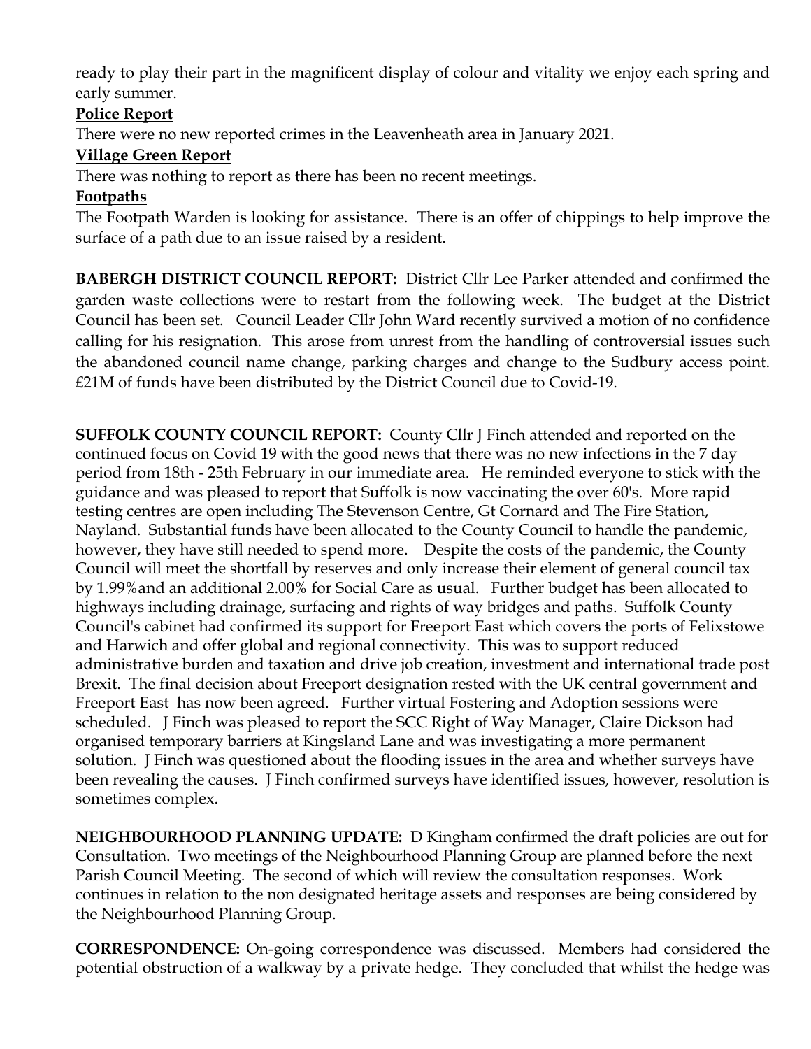ready to play their part in the magnificent display of colour and vitality we enjoy each spring and early summer.

**Police Report**

There were no new reported crimes in the Leavenheath area in January 2021.

**Village Green Report**

There was nothing to report as there has been no recent meetings.

**Footpaths**

The Footpath Warden is looking for assistance. There is an offer of chippings to help improve the surface of a path due to an issue raised by a resident.

**BABERGH DISTRICT COUNCIL REPORT:** District Cllr Lee Parker attended and confirmed the garden waste collections were to restart from the following week. The budget at the District Council has been set. Council Leader Cllr John Ward recently survived a motion of no confidence calling for his resignation. This arose from unrest from the handling of controversial issues such the abandoned council name change, parking charges and change to the Sudbury access point. £21M of funds have been distributed by the District Council due to Covid-19.

**SUFFOLK COUNTY COUNCIL REPORT:** County Cllr J Finch attended and reported on the continued focus on Covid 19 with the good news that there was no new infections in the 7 day period from 18th - 25th February in our immediate area. He reminded everyone to stick with the guidance and was pleased to report that Suffolk is now vaccinating the over 60's. More rapid testing centres are open including The Stevenson Centre, Gt Cornard and The Fire Station, Nayland. Substantial funds have been allocated to the County Council to handle the pandemic, however, they have still needed to spend more. Despite the costs of the pandemic, the County Council will meet the shortfall by reserves and only increase their element of general council tax by 1.99%and an additional 2.00% for Social Care as usual. Further budget has been allocated to highways including drainage, surfacing and rights of way bridges and paths. Suffolk County Council's cabinet had confirmed its support for Freeport East which covers the ports of Felixstowe and Harwich and offer global and regional connectivity. This was to support reduced administrative burden and taxation and drive job creation, investment and international trade post Brexit. The final decision about Freeport designation rested with the UK central government and Freeport East has now been agreed. Further virtual Fostering and Adoption sessions were scheduled. J Finch was pleased to report the SCC Right of Way Manager, Claire Dickson had organised temporary barriers at Kingsland Lane and was investigating a more permanent solution. J Finch was questioned about the flooding issues in the area and whether surveys have been revealing the causes. J Finch confirmed surveys have identified issues, however, resolution is sometimes complex.

**NEIGHBOURHOOD PLANNING UPDATE:** D Kingham confirmed the draft policies are out for Consultation. Two meetings of the Neighbourhood Planning Group are planned before the next Parish Council Meeting. The second of which will review the consultation responses. Work continues in relation to the non designated heritage assets and responses are being considered by the Neighbourhood Planning Group.

**CORRESPONDENCE:** On-going correspondence was discussed. Members had considered the potential obstruction of a walkway by a private hedge. They concluded that whilst the hedge was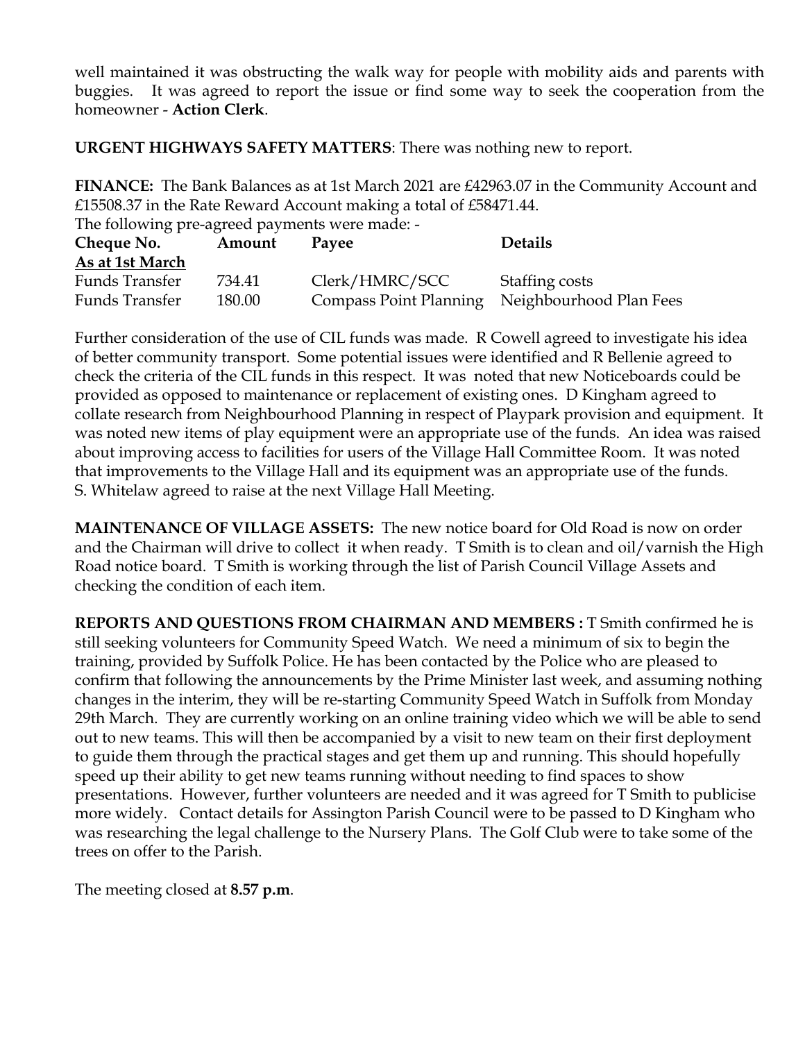well maintained it was obstructing the walk way for people with mobility aids and parents with buggies. It was agreed to report the issue or find some way to seek the cooperation from the homeowner - **Action Clerk**.

**URGENT HIGHWAYS SAFETY MATTERS**: There was nothing new to report.

**FINANCE:** The Bank Balances as at 1st March 2021 are £42963.07 in the Community Account and £15508.37 in the Rate Reward Account making a total of £58471.44.

The following pre-agreed payments were made: -

| **Cheque No.** | **Amount** | **Payee** | **Details** |
|---|---|---|---|
| **As at 1st March** | | | |
| Funds Transfer | 734.41 | Clerk/HMRC/SCC | Staffing costs |
| Funds Transfer | 180.00 | Compass Point Planning | Neighbourhood Plan Fees |

Further consideration of the use of CIL funds was made. R Cowell agreed to investigate his idea of better community transport. Some potential issues were identified and R Bellenie agreed to check the criteria of the CIL funds in this respect. It was noted that new Noticeboards could be provided as opposed to maintenance or replacement of existing ones. D Kingham agreed to collate research from Neighbourhood Planning in respect of Playpark provision and equipment. It was noted new items of play equipment were an appropriate use of the funds. An idea was raised about improving access to facilities for users of the Village Hall Committee Room. It was noted that improvements to the Village Hall and its equipment was an appropriate use of the funds. S. Whitelaw agreed to raise at the next Village Hall Meeting.

**MAINTENANCE OF VILLAGE ASSETS:** The new notice board for Old Road is now on order and the Chairman will drive to collect it when ready. T Smith is to clean and oil/varnish the High Road notice board. T Smith is working through the list of Parish Council Village Assets and checking the condition of each item.

**REPORTS AND QUESTIONS FROM CHAIRMAN AND MEMBERS :** T Smith confirmed he is still seeking volunteers for Community Speed Watch. We need a minimum of six to begin the training, provided by Suffolk Police. He has been contacted by the Police who are pleased to confirm that following the announcements by the Prime Minister last week, and assuming nothing changes in the interim, they will be re-starting Community Speed Watch in Suffolk from Monday 29th March. They are currently working on an online training video which we will be able to send out to new teams. This will then be accompanied by a visit to new team on their first deployment to guide them through the practical stages and get them up and running. This should hopefully speed up their ability to get new teams running without needing to find spaces to show presentations. However, further volunteers are needed and it was agreed for T Smith to publicise more widely. Contact details for Assington Parish Council were to be passed to D Kingham who was researching the legal challenge to the Nursery Plans. The Golf Club were to take some of the trees on offer to the Parish.

The meeting closed at **8.57 p.m**.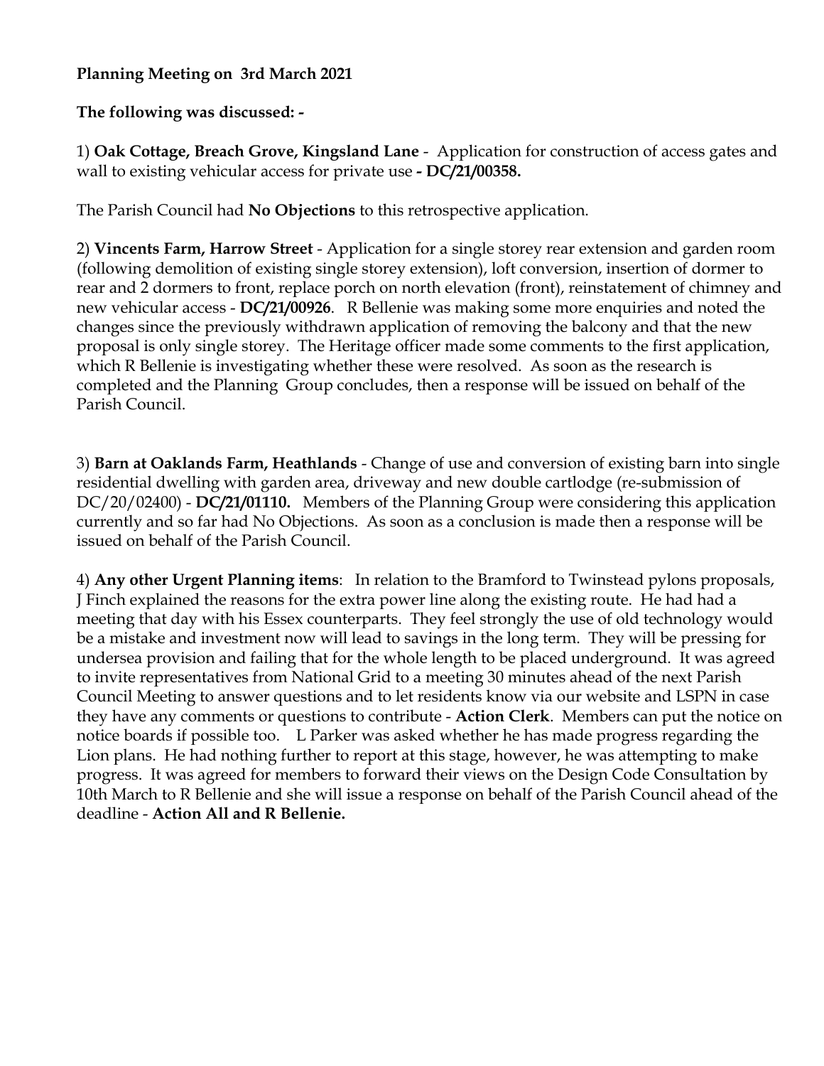**Planning Meeting on 3rd March 2021**

**The following was discussed: -**

1) **Oak Cottage, Breach Grove, Kingsland Lane** - Application for construction of access gates and wall to existing vehicular access for private use **- DC/21/00358.**

The Parish Council had **No Objections** to this retrospective application.

2) **Vincents Farm, Harrow Street** - Application for a single storey rear extension and garden room (following demolition of existing single storey extension), loft conversion, insertion of dormer to rear and 2 dormers to front, replace porch on north elevation (front), reinstatement of chimney and new vehicular access - **DC/21/00926**. R Bellenie was making some more enquiries and noted the changes since the previously withdrawn application of removing the balcony and that the new proposal is only single storey. The Heritage officer made some comments to the first application, which R Bellenie is investigating whether these were resolved. As soon as the research is completed and the Planning Group concludes, then a response will be issued on behalf of the Parish Council.

3) **Barn at Oaklands Farm, Heathlands** - Change of use and conversion of existing barn into single residential dwelling with garden area, driveway and new double cartlodge (re-submission of DC/20/02400) - **DC/21/01110.** Members of the Planning Group were considering this application currently and so far had No Objections. As soon as a conclusion is made then a response will be issued on behalf of the Parish Council.

4) **Any other Urgent Planning items**: In relation to the Bramford to Twinstead pylons proposals, J Finch explained the reasons for the extra power line along the existing route. He had had a meeting that day with his Essex counterparts. They feel strongly the use of old technology would be a mistake and investment now will lead to savings in the long term. They will be pressing for undersea provision and failing that for the whole length to be placed underground. It was agreed to invite representatives from National Grid to a meeting 30 minutes ahead of the next Parish Council Meeting to answer questions and to let residents know via our website and LSPN in case they have any comments or questions to contribute - **Action Clerk**. Members can put the notice on notice boards if possible too. L Parker was asked whether he has made progress regarding the Lion plans. He had nothing further to report at this stage, however, he was attempting to make progress. It was agreed for members to forward their views on the Design Code Consultation by 10th March to R Bellenie and she will issue a response on behalf of the Parish Council ahead of the deadline - **Action All and R Bellenie.**